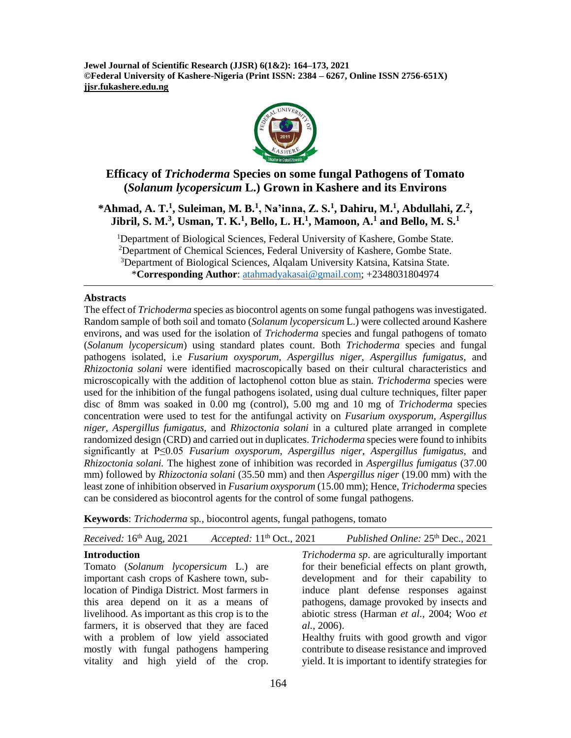**Jewel Journal of Scientific Research (JJSR) 6(1&2): 164–173, 2021**
**©Federal University of Kashere-Nigeria (Print ISSN: 2384 – 6267, Online ISSN 2756-651X)**
**jjsr.fukashere.edu.ng**

# Efficacy of *Trichoderma* Species on some fungal Pathogens of Tomato (*Solanum lycopersicum* L.) Grown in Kashere and its Environs

**\*Ahmad, A. T.[1], Suleiman, M. B.[1], Na'inna, Z. S.[1], Dahiru, M.[1], Abdullahi, Z.[2], Jibril, S. M.[3], Usman, T. K.[1], Bello, L. H.[1], Mamoon, A.[1] and Bello, M. S.[1]**

[1]Department of Biological Sciences, Federal University of Kashere, Gombe State.
[2]Department of Chemical Sciences, Federal University of Kashere, Gombe State.
[3]Department of Biological Sciences, Alqalam University Katsina, Katsina State.
\***Corresponding Author**: atahmadyakasai@gmail.com; +2348031804974

## Abstracts

The effect of *Trichoderma* species as biocontrol agents on some fungal pathogens was investigated. Random sample of both soil and tomato (*Solanum lycopersicum* L.) were collected around Kashere environs, and was used for the isolation of *Trichoderma* species and fungal pathogens of tomato (*Solanum lycopersicum*) using standard plates count. Both *Trichoderma* species and fungal pathogens isolated, i.e *Fusarium oxysporum, Aspergillus niger, Aspergillus fumigatus*, and *Rhizoctonia solani* were identified macroscopically based on their cultural characteristics and microscopically with the addition of lactophenol cotton blue as stain. *Trichoderma* species were used for the inhibition of the fungal pathogens isolated, using dual culture techniques, filter paper disc of 8mm was soaked in 0.00 mg (control), 5.00 mg and 10 mg of *Trichoderma* species concentration were used to test for the antifungal activity on *Fusarium oxysporum, Aspergillus niger, Aspergillus fumigatus,* and *Rhizoctonia solani* in a cultured plate arranged in complete randomized design (CRD) and carried out in duplicates. *Trichoderma* species were found to inhibits significantly at $P \leq 0.05$ *Fusarium oxysporum, Aspergillus niger, Aspergillus fumigatus*, and *Rhizoctonia solani.* The highest zone of inhibition was recorded in *Aspergillus fumigatus* (37.00 mm) followed by *Rhizoctonia solani* (35.50 mm) and then *Aspergillus niger* (19.00 mm) with the least zone of inhibition observed in *Fusarium oxysporum* (15.00 mm); Hence, *Trichoderma* species can be considered as biocontrol agents for the control of some fungal pathogens.

**Keywords**: *Trichoderma* sp*.*, biocontrol agents, fungal pathogens, tomato

*Received:* 16th Aug, 2021 | *Accepted:* 11th Oct., 2021 | *Published Online:* 25th Dec., 2021

## Introduction

Tomato (*Solanum lycopersicum* L.) are important cash crops of Kashere town, sub-location of Pindiga District. Most farmers in this area depend on it as a means of livelihood. As important as this crop is to the farmers, it is observed that they are faced with a problem of low yield associated mostly with fungal pathogens hampering vitality and high yield of the crop. *Trichoderma sp*. are agriculturally important for their beneficial effects on plant growth, development and for their capability to induce plant defense responses against pathogens, damage provoked by insects and abiotic stress (Harman *et al.,* 2004; Woo *et al.*, 2006).

Healthy fruits with good growth and vigor contribute to disease resistance and improved yield. It is important to identify strategies for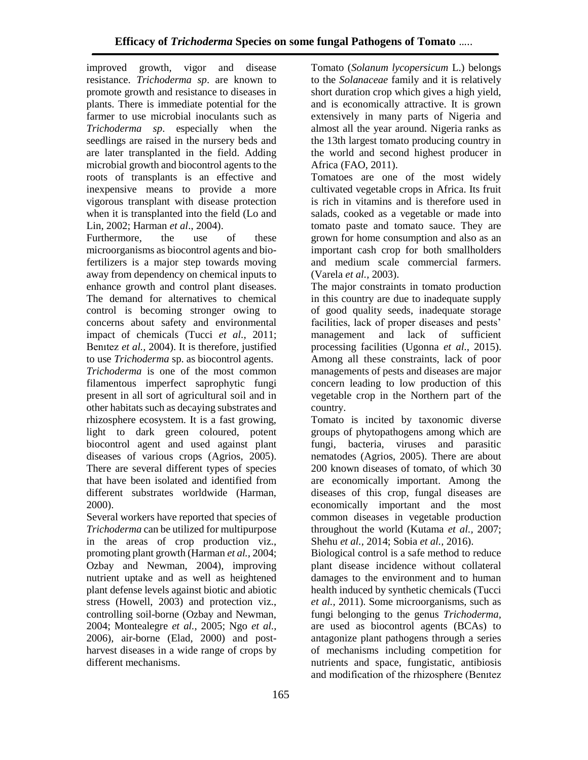improved growth, vigor and disease resistance. *Trichoderma sp*. are known to promote growth and resistance to diseases in plants. There is immediate potential for the farmer to use microbial inoculants such as *Trichoderma sp*. especially when the seedlings are raised in the nursery beds and are later transplanted in the field. Adding microbial growth and biocontrol agents to the roots of transplants is an effective and inexpensive means to provide a more vigorous transplant with disease protection when it is transplanted into the field (Lo and Lin, 2002; Harman *et al*., 2004).

Furthermore, the use of these microorganisms as biocontrol agents and bio-fertilizers is a major step towards moving away from dependency on chemical inputs to enhance growth and control plant diseases. The demand for alternatives to chemical control is becoming stronger owing to concerns about safety and environmental impact of chemicals (Tucci *et al.,* 2011; Benıtez *et al.,* 2004). It is therefore, justified to use *Trichoderma* sp. as biocontrol agents.

*Trichoderma* is one of the most common filamentous imperfect saprophytic fungi present in all sort of agricultural soil and in other habitats such as decaying substrates and rhizosphere ecosystem. It is a fast growing, light to dark green coloured, potent biocontrol agent and used against plant diseases of various crops (Agrios, 2005). There are several different types of species that have been isolated and identified from different substrates worldwide (Harman, 2000).

Several workers have reported that species of *Trichoderma* can be utilized for multipurpose in the areas of crop production viz., promoting plant growth (Harman *et al.,* 2004; Ozbay and Newman, 2004), improving nutrient uptake and as well as heightened plant defense levels against biotic and abiotic stress (Howell, 2003) and protection viz., controlling soil-borne (Ozbay and Newman, 2004; Montealegre *et al.,* 2005; Ngo *et al.,* 2006), air-borne (Elad, 2000) and post-harvest diseases in a wide range of crops by different mechanisms.

Tomato (*Solanum lycopersicum* L.) belongs to the *Solanaceae* family and it is relatively short duration crop which gives a high yield, and is economically attractive. It is grown extensively in many parts of Nigeria and almost all the year around. Nigeria ranks as the 13th largest tomato producing country in the world and second highest producer in Africa (FAO, 2011).

Tomatoes are one of the most widely cultivated vegetable crops in Africa. Its fruit is rich in vitamins and is therefore used in salads, cooked as a vegetable or made into tomato paste and tomato sauce. They are grown for home consumption and also as an important cash crop for both smallholders and medium scale commercial farmers. (Varela *et al.,* 2003).

The major constraints in tomato production in this country are due to inadequate supply of good quality seeds, inadequate storage facilities, lack of proper diseases and pests' management and lack of sufficient processing facilities (Ugonna *et al.,* 2015). Among all these constraints, lack of poor managements of pests and diseases are major concern leading to low production of this vegetable crop in the Northern part of the country.

Tomato is incited by taxonomic diverse groups of phytopathogens among which are fungi, bacteria, viruses and parasitic nematodes (Agrios, 2005). There are about 200 known diseases of tomato, of which 30 are economically important. Among the diseases of this crop, fungal diseases are economically important and the most common diseases in vegetable production throughout the world (Kutama *et al.,* 2007; Shehu *et al.,* 2014; Sobia *et al.,* 2016).

Biological control is a safe method to reduce plant disease incidence without collateral damages to the environment and to human health induced by synthetic chemicals (Tucci *et al.,* 2011). Some microorganisms, such as fungi belonging to the genus *Trichoderma*, are used as biocontrol agents (BCAs) to antagonize plant pathogens through a series of mechanisms including competition for nutrients and space, fungistatic, antibiosis and modification of the rhizosphere (Benıtez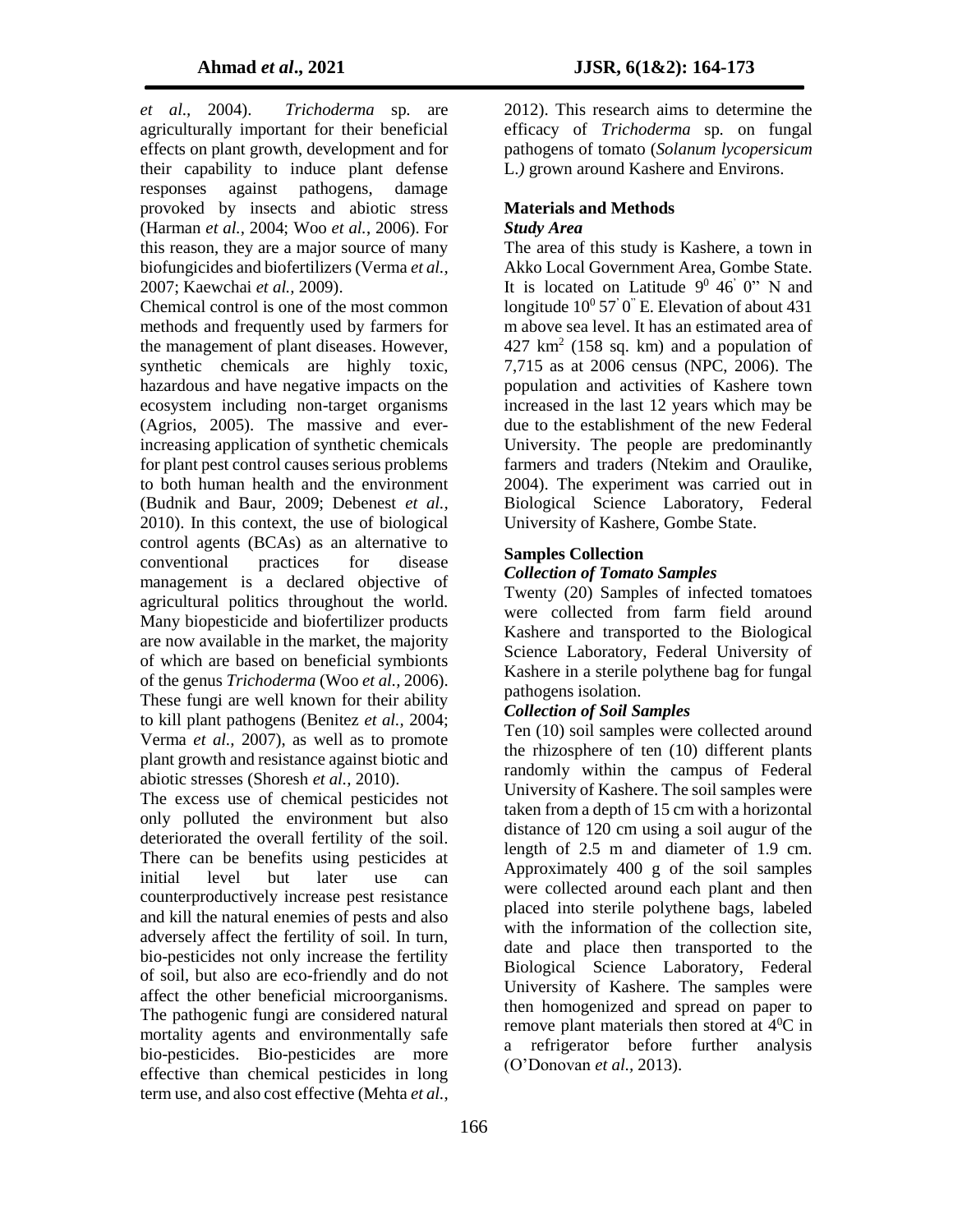*et al.*, 2004). *Trichoderma* sp. are agriculturally important for their beneficial effects on plant growth, development and for their capability to induce plant defense responses against pathogens, damage provoked by insects and abiotic stress (Harman *et al.,* 2004; Woo *et al.,* 2006). For this reason, they are a major source of many biofungicides and biofertilizers (Verma *et al.,* 2007; Kaewchai *et al.,* 2009).

Chemical control is one of the most common methods and frequently used by farmers for the management of plant diseases. However, synthetic chemicals are highly toxic, hazardous and have negative impacts on the ecosystem including non-target organisms (Agrios, 2005). The massive and ever-increasing application of synthetic chemicals for plant pest control causes serious problems to both human health and the environment (Budnik and Baur, 2009; Debenest *et al.,* 2010). In this context, the use of biological control agents (BCAs) as an alternative to conventional practices for disease management is a declared objective of agricultural politics throughout the world. Many biopesticide and biofertilizer products are now available in the market, the majority of which are based on beneficial symbionts of the genus *Trichoderma* (Woo *et al.,* 2006). These fungi are well known for their ability to kill plant pathogens (Benitez *et al.,* 2004; Verma *et al.,* 2007), as well as to promote plant growth and resistance against biotic and abiotic stresses (Shoresh *et al.,* 2010).

The excess use of chemical pesticides not only polluted the environment but also deteriorated the overall fertility of the soil. There can be benefits using pesticides at initial level but later use can counterproductively increase pest resistance and kill the natural enemies of pests and also adversely affect the fertility of soil. In turn, bio-pesticides not only increase the fertility of soil, but also are eco-friendly and do not affect the other beneficial microorganisms. The pathogenic fungi are considered natural mortality agents and environmentally safe bio-pesticides. Bio-pesticides are more effective than chemical pesticides in long term use, and also cost effective (Mehta *et al.,* 2012). This research aims to determine the efficacy of *Trichoderma* sp. on fungal pathogens of tomato (*Solanum lycopersicum* L.*)* grown around Kashere and Environs.

## Materials and Methods

### *Study Area*

The area of this study is Kashere, a town in Akko Local Government Area, Gombe State. It is located on Latitude $9^0$ 46' 0" N and longitude $10^0$ 57' 0" E. Elevation of about 431 m above sea level. It has an estimated area of 427 $km^2$ (158 sq. km) and a population of 7,715 as at 2006 census (NPC, 2006). The population and activities of Kashere town increased in the last 12 years which may be due to the establishment of the new Federal University. The people are predominantly farmers and traders (Ntekim and Oraulike, 2004). The experiment was carried out in Biological Science Laboratory, Federal University of Kashere, Gombe State.

### Samples Collection

#### *Collection of Tomato Samples*

Twenty (20) Samples of infected tomatoes were collected from farm field around Kashere and transported to the Biological Science Laboratory, Federal University of Kashere in a sterile polythene bag for fungal pathogens isolation.

#### *Collection of Soil Samples*

Ten (10) soil samples were collected around the rhizosphere of ten (10) different plants randomly within the campus of Federal University of Kashere. The soil samples were taken from a depth of 15 cm with a horizontal distance of 120 cm using a soil augur of the length of 2.5 m and diameter of 1.9 cm. Approximately 400 g of the soil samples were collected around each plant and then placed into sterile polythene bags, labeled with the information of the collection site, date and place then transported to the Biological Science Laboratory, Federal University of Kashere. The samples were then homogenized and spread on paper to remove plant materials then stored at $4^0$C in a refrigerator before further analysis (O'Donovan *et al.,* 2013).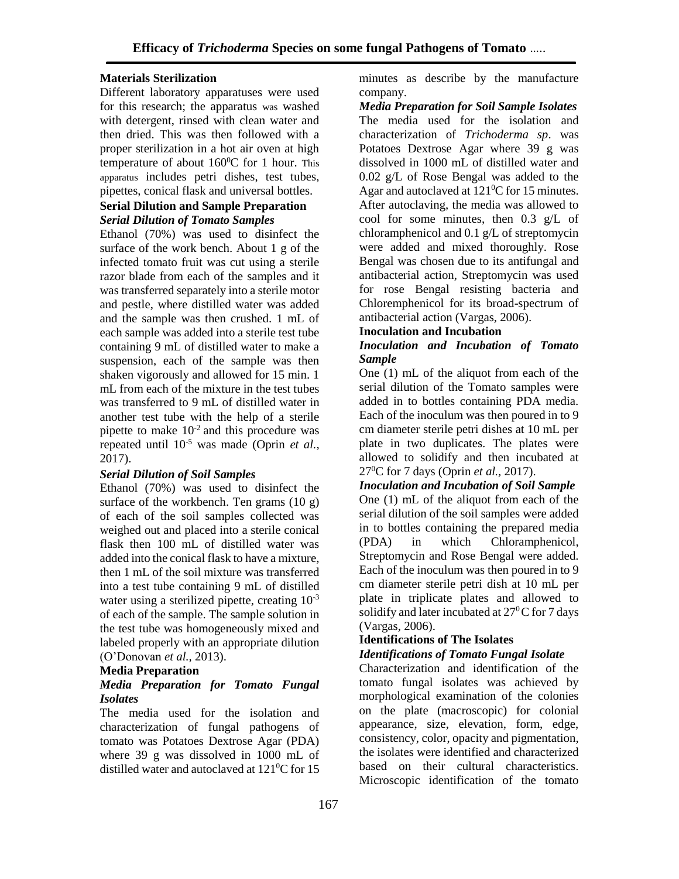**Materials Sterilization**

Different laboratory apparatuses were used for this research; the apparatus was washed with detergent, rinsed with clean water and then dried. This was then followed with a proper sterilization in a hot air oven at high temperature of about $160^0$C for 1 hour. This apparatus includes petri dishes, test tubes, pipettes, conical flask and universal bottles.

**Serial Dilution and Sample Preparation**

***Serial Dilution of Tomato Samples***

Ethanol (70%) was used to disinfect the surface of the work bench. About 1 g of the infected tomato fruit was cut using a sterile razor blade from each of the samples and it was transferred separately into a sterile motor and pestle, where distilled water was added and the sample was then crushed. 1 mL of each sample was added into a sterile test tube containing 9 mL of distilled water to make a suspension, each of the sample was then shaken vigorously and allowed for 15 min. 1 mL from each of the mixture in the test tubes was transferred to 9 mL of distilled water in another test tube with the help of a sterile pipette to make $10^{-2}$ and this procedure was repeated until $10^{-5}$ was made (Oprin *et al.,* 2017).

***Serial Dilution of Soil Samples***

Ethanol (70%) was used to disinfect the surface of the workbench. Ten grams (10 g) of each of the soil samples collected was weighed out and placed into a sterile conical flask then 100 mL of distilled water was added into the conical flask to have a mixture, then 1 mL of the soil mixture was transferred into a test tube containing 9 mL of distilled water using a sterilized pipette, creating $10^{-3}$ of each of the sample. The sample solution in the test tube was homogeneously mixed and labeled properly with an appropriate dilution (O'Donovan *et al.,* 2013).

**Media Preparation**

***Media Preparation for Tomato Fungal Isolates***

The media used for the isolation and characterization of fungal pathogens of tomato was Potatoes Dextrose Agar (PDA) where 39 g was dissolved in 1000 mL of distilled water and autoclaved at $121^0$C for 15 minutes as describe by the manufacture company.

***Media Preparation for Soil Sample Isolates***

The media used for the isolation and characterization of *Trichoderma sp*. was Potatoes Dextrose Agar where 39 g was dissolved in 1000 mL of distilled water and 0.02 g/L of Rose Bengal was added to the Agar and autoclaved at $121^0$C for 15 minutes. After autoclaving, the media was allowed to cool for some minutes, then 0.3 g/L of chloramphenicol and 0.1 g/L of streptomycin were added and mixed thoroughly. Rose Bengal was chosen due to its antifungal and antibacterial action, Streptomycin was used for rose Bengal resisting bacteria and Chloremphenicol for its broad-spectrum of antibacterial action (Vargas, 2006).

**Inoculation and Incubation**

***Inoculation and Incubation of Tomato Sample***

One (1) mL of the aliquot from each of the serial dilution of the Tomato samples were added in to bottles containing PDA media. Each of the inoculum was then poured in to 9 cm diameter sterile petri dishes at 10 mL per plate in two duplicates. The plates were allowed to solidify and then incubated at $27^0$C for 7 days (Oprin *et al.,* 2017).

***Inoculation and Incubation of Soil Sample***

One (1) mL of the aliquot from each of the serial dilution of the soil samples were added in to bottles containing the prepared media (PDA) in which Chloramphenicol, Streptomycin and Rose Bengal were added. Each of the inoculum was then poured in to 9 cm diameter sterile petri dish at 10 mL per plate in triplicate plates and allowed to solidify and later incubated at $27^0$C for 7 days (Vargas, 2006).

**Identifications of The Isolates**

***Identifications of Tomato Fungal Isolate***

Characterization and identification of the tomato fungal isolates was achieved by morphological examination of the colonies on the plate (macroscopic) for colonial appearance, size, elevation, form, edge, consistency, color, opacity and pigmentation, the isolates were identified and characterized based on their cultural characteristics. Microscopic identification of the tomato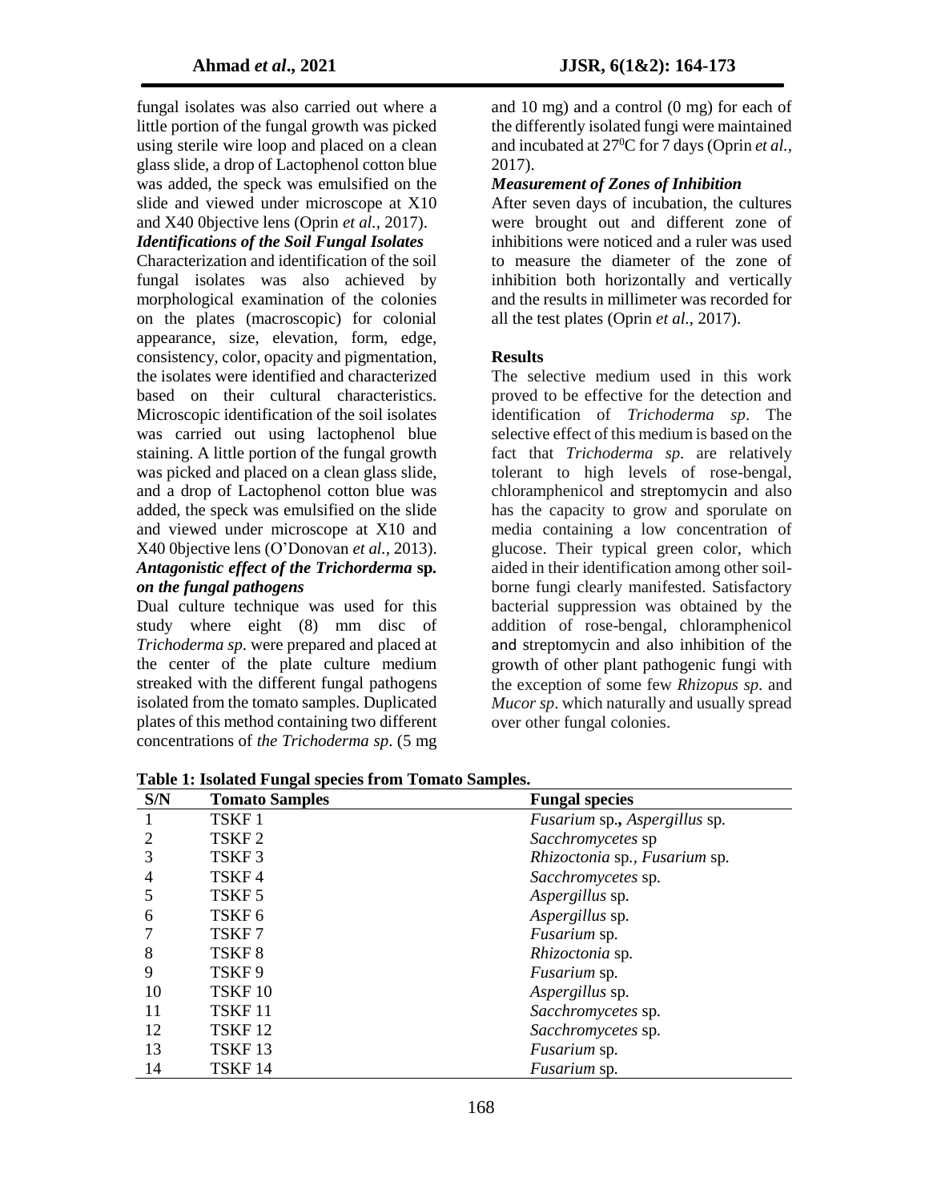fungal isolates was also carried out where a little portion of the fungal growth was picked using sterile wire loop and placed on a clean glass slide, a drop of Lactophenol cotton blue was added, the speck was emulsified on the slide and viewed under microscope at X10 and X40 0bjective lens (Oprin *et al.,* 2017).

***Identifications of the Soil Fungal Isolates***

Characterization and identification of the soil fungal isolates was also achieved by morphological examination of the colonies on the plates (macroscopic) for colonial appearance, size, elevation, form, edge, consistency, color, opacity and pigmentation, the isolates were identified and characterized based on their cultural characteristics. Microscopic identification of the soil isolates was carried out using lactophenol blue staining. A little portion of the fungal growth was picked and placed on a clean glass slide, and a drop of Lactophenol cotton blue was added, the speck was emulsified on the slide and viewed under microscope at X10 and X40 0bjective lens (O'Donovan *et al.,* 2013).

***Antagonistic effect of the Trichorderma* sp. *on the fungal pathogens***

Dual culture technique was used for this study where eight (8) mm disc of *Trichoderma sp*. were prepared and placed at the center of the plate culture medium streaked with the different fungal pathogens isolated from the tomato samples. Duplicated plates of this method containing two different concentrations of *the Trichoderma sp*. (5 mg and 10 mg) and a control (0 mg) for each of the differently isolated fungi were maintained and incubated at 27$^0$C for 7 days (Oprin *et al.,* 2017).

***Measurement of Zones of Inhibition***

After seven days of incubation, the cultures were brought out and different zone of inhibitions were noticed and a ruler was used to measure the diameter of the zone of inhibition both horizontally and vertically and the results in millimeter was recorded for all the test plates (Oprin *et al.,* 2017).

**Results**

The selective medium used in this work proved to be effective for the detection and identification of *Trichoderma sp*. The selective effect of this medium is based on the fact that *Trichoderma sp*. are relatively tolerant to high levels of rose-bengal, chloramphenicol and streptomycin and also has the capacity to grow and sporulate on media containing a low concentration of glucose. Their typical green color, which aided in their identification among other soil-borne fungi clearly manifested. Satisfactory bacterial suppression was obtained by the addition of rose-bengal, chloramphenicol and streptomycin and also inhibition of the growth of other plant pathogenic fungi with the exception of some few *Rhizopus sp*. and *Mucor sp*. which naturally and usually spread over other fungal colonies.

**Table 1: Isolated Fungal species from Tomato Samples.**

| S/N | Tomato Samples | Fungal species |
|---|---|---|
| 1 | TSKF 1 | *Fusarium* sp., *Aspergillus* sp. |
| 2 | TSKF 2 | *Sacchromycetes* sp |
| 3 | TSKF 3 | *Rhizoctonia* sp., *Fusarium* sp. |
| 4 | TSKF 4 | *Sacchromycetes* sp. |
| 5 | TSKF 5 | *Aspergillus* sp. |
| 6 | TSKF 6 | *Aspergillus* sp. |
| 7 | TSKF 7 | *Fusarium* sp. |
| 8 | TSKF 8 | *Rhizoctonia* sp. |
| 9 | TSKF 9 | *Fusarium* sp. |
| 10 | TSKF 10 | *Aspergillus* sp. |
| 11 | TSKF 11 | *Sacchromycetes* sp. |
| 12 | TSKF 12 | *Sacchromycetes* sp. |
| 13 | TSKF 13 | *Fusarium* sp. |
| 14 | TSKF 14 | *Fusarium* sp. |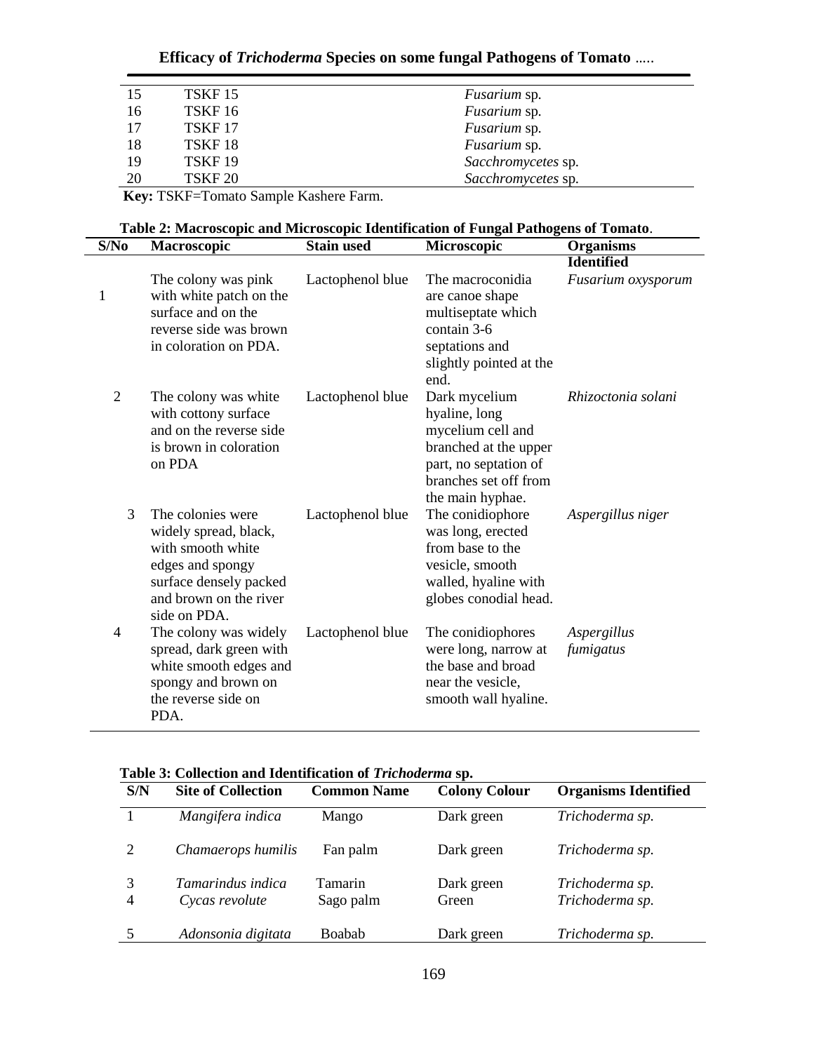| | | |
|---|---|---|
| 15 | TSKF 15 | *Fusarium* sp. |
| 16 | TSKF 16 | *Fusarium* sp. |
| 17 | TSKF 17 | *Fusarium* sp. |
| 18 | TSKF 18 | *Fusarium* sp. |
| 19 | TSKF 19 | *Sacchromycetes* sp. |
| 20 | TSKF 20 | *Sacchromycetes* sp. |

**Key:** TSKF=Tomato Sample Kashere Farm.

**Table 2: Macroscopic and Microscopic Identification of Fungal Pathogens of Tomato**.

| S/No | Macroscopic | Stain used | Microscopic | Organisms Identified |
|---|---|---|---|---|
| 1 | The colony was pink with white patch on the surface and on the reverse side was brown in coloration on PDA. | Lactophenol blue | The macroconidia are canoe shape multiseptate which contain 3-6 septations and slightly pointed at the end. | *Fusarium oxysporum* |
| 2 | The colony was white with cottony surface and on the reverse side is brown in coloration on PDA | Lactophenol blue | Dark mycelium hyaline, long mycelium cell and branched at the upper part, no septation of branches set off from the main hyphae. | *Rhizoctonia solani* |
| 3 | The colonies were widely spread, black, with smooth white edges and spongy surface densely packed and brown on the river side on PDA. | Lactophenol blue | The conidiophore was long, erected from base to the vesicle, smooth walled, hyaline with globes conodial head. | *Aspergillus niger* |
| 4 | The colony was widely spread, dark green with white smooth edges and spongy and brown on the reverse side on PDA. | Lactophenol blue | The conidiophores were long, narrow at the base and broad near the vesicle, smooth wall hyaline. | *Aspergillus fumigatus* |

**Table 3: Collection and Identification of *Trichoderma* sp.**

| S/N | Site of Collection | Common Name | Colony Colour | Organisms Identified |
|---|---|---|---|---|
| 1 | *Mangifera indica* | Mango | Dark green | *Trichoderma sp.* |
| 2 | *Chamaerops humilis* | Fan palm | Dark green | *Trichoderma sp.* |
| 3 | *Tamarindus indica* | Tamarin | Dark green | *Trichoderma sp.* |
| 4 | *Cycas revolute* | Sago palm | Green | *Trichoderma sp.* |
| 5 | *Adonsonia digitata* | Boabab | Dark green | *Trichoderma sp.* |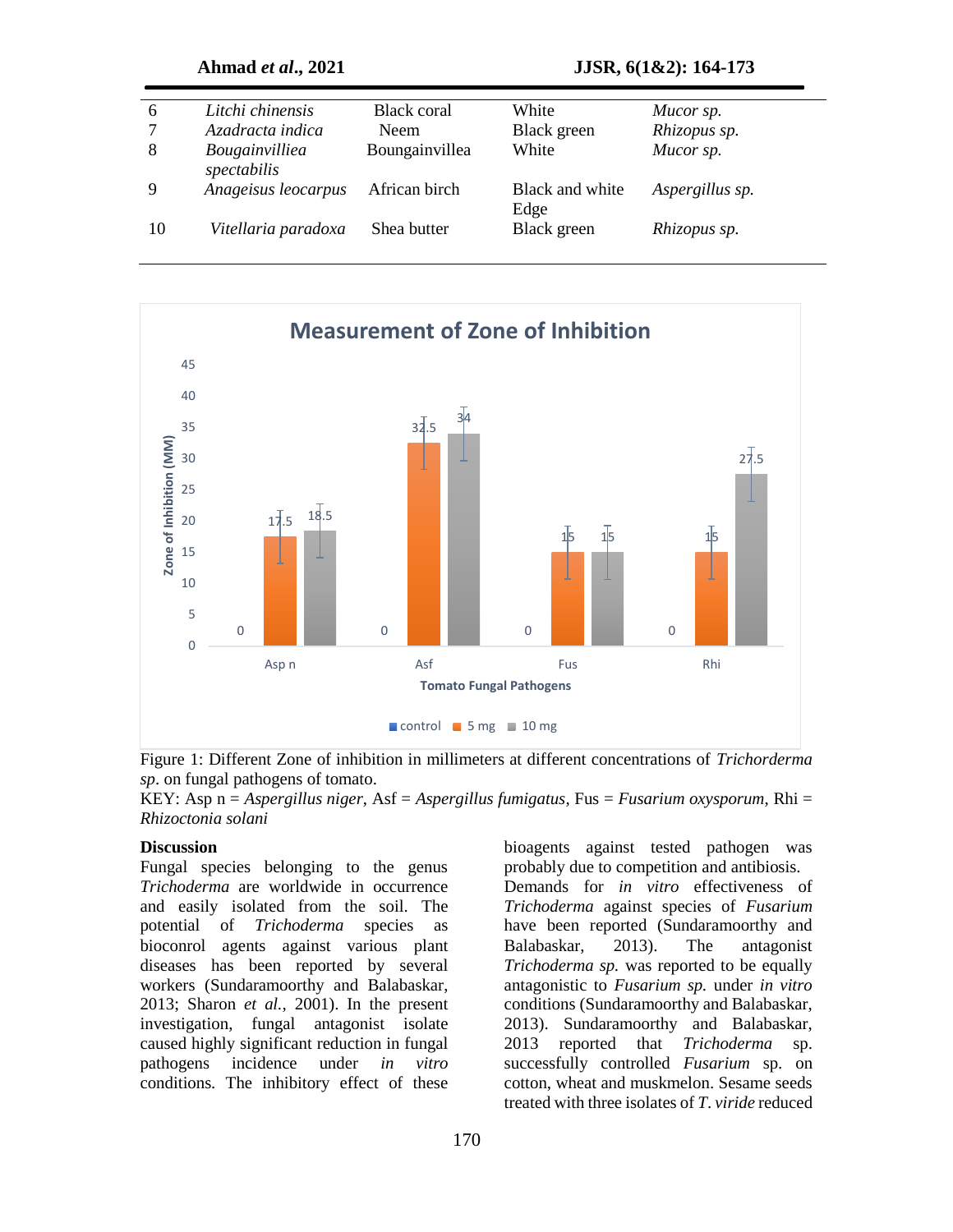| | | | | |
|---|---|---|---|---|
| 6 | *Litchi chinensis* | Black coral | White | *Mucor sp.* |
| 7 | *Azadracta indica* | Neem | Black green | *Rhizopus sp.* |
| 8 | *Bougainvilliea spectabilis* | Boungainvillea | White | *Mucor sp.* |
| 9 | *Anageisus leocarpus* | African birch | Black and white Edge | *Aspergillus sp.* |
| 10 | *Vitellaria paradoxa* | Shea butter | Black green | *Rhizopus sp.* |

Figure 1: Different Zone of inhibition in millimeters at different concentrations of *Trichorderma sp*. on fungal pathogens of tomato.

KEY: Asp n = *Aspergillus niger*, Asf = *Aspergillus fumigatus*, Fus = *Fusarium oxysporum*, Rhi = *Rhizoctonia solani*

**Discussion**

Fungal species belonging to the genus *Trichoderma* are worldwide in occurrence and easily isolated from the soil. The potential of *Trichoderma* species as bioconrol agents against various plant diseases has been reported by several workers (Sundaramoorthy and Balabaskar, 2013; Sharon *et al.*, 2001). In the present investigation, fungal antagonist isolate caused highly significant reduction in fungal pathogens incidence under *in vitro* conditions. The inhibitory effect of these bioagents against tested pathogen was probably due to competition and antibiosis.

Demands for *in vitro* effectiveness of *Trichoderma* against species of *Fusarium* have been reported (Sundaramoorthy and Balabaskar, 2013). The antagonist *Trichoderma sp.* was reported to be equally antagonistic to *Fusarium sp.* under *in vitro* conditions (Sundaramoorthy and Balabaskar, 2013). Sundaramoorthy and Balabaskar, 2013 reported that *Trichoderma* sp. successfully controlled *Fusarium* sp. on cotton, wheat and muskmelon. Sesame seeds treated with three isolates of *T. viride* reduced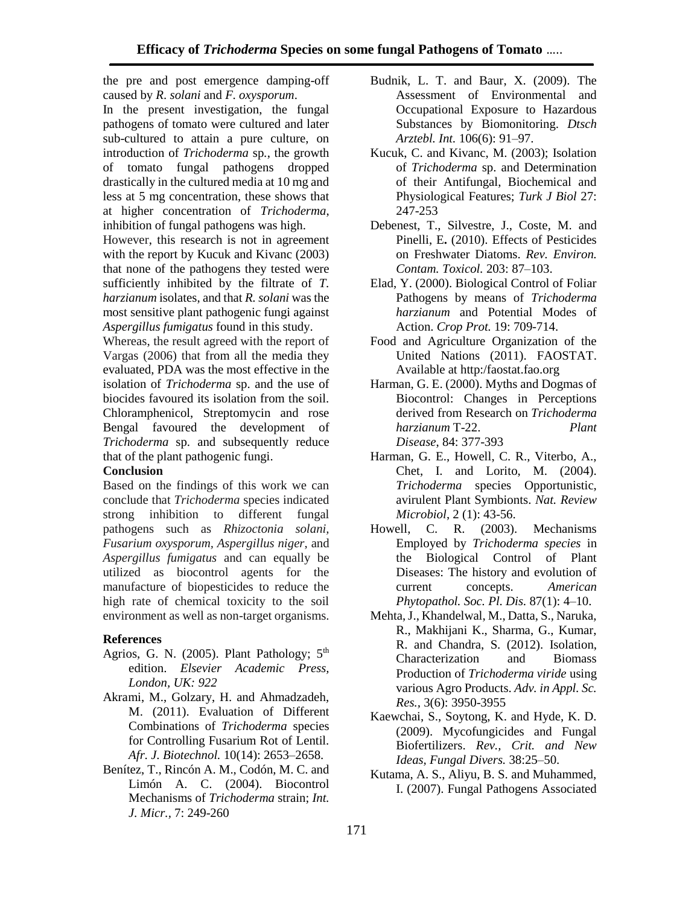the pre and post emergence damping-off caused by *R. solani* and *F. oxysporum*.

In the present investigation, the fungal pathogens of tomato were cultured and later sub-cultured to attain a pure culture, on introduction of *Trichoderma* sp., the growth of tomato fungal pathogens dropped drastically in the cultured media at 10 mg and less at 5 mg concentration, these shows that at higher concentration of *Trichoderma,* inhibition of fungal pathogens was high.

However, this research is not in agreement with the report by Kucuk and Kivanc (2003) that none of the pathogens they tested were sufficiently inhibited by the filtrate of *T. harzianum* isolates, and that *R. solani* was the most sensitive plant pathogenic fungi against *Aspergillus fumigatus* found in this study.

Whereas, the result agreed with the report of Vargas (2006) that from all the media they evaluated, PDA was the most effective in the isolation of *Trichoderma* sp. and the use of biocides favoured its isolation from the soil. Chloramphenicol, Streptomycin and rose Bengal favoured the development of *Trichoderma* sp. and subsequently reduce that of the plant pathogenic fungi.

## Conclusion

Based on the findings of this work we can conclude that *Trichoderma* species indicated strong inhibition to different fungal pathogens such as *Rhizoctonia solani, Fusarium oxysporum, Aspergillus niger,* and *Aspergillus fumigatus* and can equally be utilized as biocontrol agents for the manufacture of biopesticides to reduce the high rate of chemical toxicity to the soil environment as well as non-target organisms.

## References

Agrios, G. N. (2005). Plant Pathology; $5^{th}$ edition. *Elsevier Academic Press, London, UK: 922*

Akrami, M., Golzary, H. and Ahmadzadeh, M. (2011). Evaluation of Different Combinations of *Trichoderma* species for Controlling Fusarium Rot of Lentil. *Afr. J. Biotechnol.* 10(14): 2653–2658.

Benítez, T., Rincón A. M., Codón, M. C. and Limón A. C. (2004). Biocontrol Mechanisms of *Trichoderma* strain; *Int. J. Micr.*, 7: 249-260

Budnik, L. T. and Baur, X. (2009). The Assessment of Environmental and Occupational Exposure to Hazardous Substances by Biomonitoring. *Dtsch Arztebl. Int.* 106(6): 91–97.

Kucuk, C. and Kivanc, M. (2003); Isolation of *Trichoderma* sp. and Determination of their Antifungal, Biochemical and Physiological Features; *Turk J Biol* 27: 247-253

Debenest, T., Silvestre, J., Coste, M. and Pinelli, E**.** (2010). Effects of Pesticides on Freshwater Diatoms. *Rev. Environ. Contam. Toxicol.* 203: 87–103.

Elad, Y. (2000). Biological Control of Foliar Pathogens by means of *Trichoderma harzianum* and Potential Modes of Action. *Crop Prot.* 19: 709-714.

Food and Agriculture Organization of the United Nations (2011). FAOSTAT. Available at http:/faostat.fao.org

Harman, G. E. (2000). Myths and Dogmas of Biocontrol: Changes in Perceptions derived from Research on *Trichoderma harzianum* T-22. *Plant Disease*, 84: 377-393

Harman, G. E., Howell, C. R., Viterbo, A., Chet, I. and Lorito, M. (2004). *Trichoderma* species Opportunistic, avirulent Plant Symbionts. *Nat. Review Microbiol*, 2 (1): 43-56.

Howell, C. R. (2003). Mechanisms Employed by *Trichoderma species* in the Biological Control of Plant Diseases: The history and evolution of current concepts. *American Phytopathol. Soc. Pl. Dis.* 87(1): 4–10.

Mehta, J., Khandelwal, M., Datta, S., Naruka, R., Makhijani K., Sharma, G., Kumar, R. and Chandra, S. (2012). Isolation, Characterization and Biomass Production of *Trichoderma viride* using various Agro Products. *Adv. in Appl. Sc. Res.*, 3(6): 3950-3955

Kaewchai, S., Soytong, K. and Hyde, K. D. (2009). Mycofungicides and Fungal Biofertilizers. *Rev., Crit. and New Ideas, Fungal Divers.* 38:25–50.

Kutama, A. S., Aliyu, B. S. and Muhammed, I. (2007). Fungal Pathogens Associated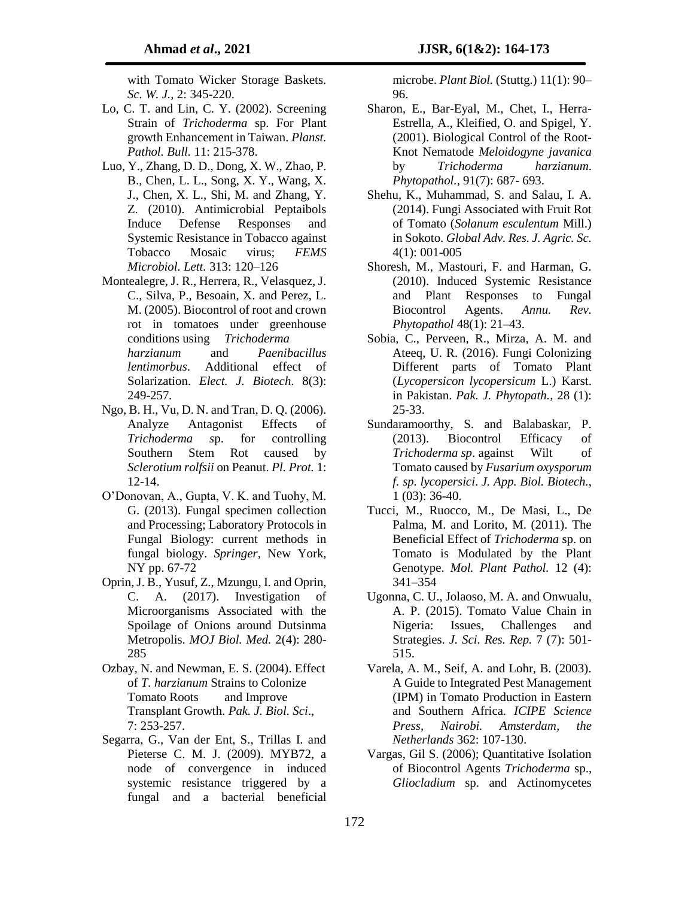with Tomato Wicker Storage Baskets. *Sc. W. J.*, 2: 345-220.

Lo, C. T. and Lin, C. Y. (2002). Screening Strain of *Trichoderma* sp. For Plant growth Enhancement in Taiwan. *Planst. Pathol. Bull.* 11: 215-378.

Luo, Y., Zhang, D. D., Dong, X. W., Zhao, P. B., Chen, L. L., Song, X. Y., Wang, X. J., Chen, X. L., Shi, M. and Zhang, Y. Z. (2010). Antimicrobial Peptaibols Induce Defense Responses and Systemic Resistance in Tobacco against Tobacco Mosaic virus; *FEMS Microbiol. Lett.* 313: 120–126

Montealegre, J. R., Herrera, R., Velasquez, J. C., Silva, P., Besoain, X. and Perez, L. M. (2005). Biocontrol of root and crown rot in tomatoes under greenhouse conditions using *Trichoderma harzianum* and *Paenibacillus lentimorbus*. Additional effect of Solarization. *Elect. J. Biotech*. 8(3): 249-257.

Ngo, B. H., Vu, D. N. and Tran, D. Q. (2006). Analyze Antagonist Effects of *Trichoderma* sp. for controlling Southern Stem Rot caused by *Sclerotium rolfsii* on Peanut. *Pl. Prot.* 1: 12-14.

O'Donovan, A., Gupta, V. K. and Tuohy, M. G. (2013). Fungal specimen collection and Processing; Laboratory Protocols in Fungal Biology: current methods in fungal biology. *Springer*, New York, NY pp. 67-72

Oprin, J. B., Yusuf, Z., Mzungu, I. and Oprin, C. A. (2017). Investigation of Microorganisms Associated with the Spoilage of Onions around Dutsinma Metropolis. *MOJ Biol. Med.* 2(4): 280-285

Ozbay, N. and Newman, E. S. (2004). Effect of *T. harzianum* Strains to Colonize Tomato Roots and Improve Transplant Growth. *Pak. J. Biol. Sci*., 7: 253-257.

Segarra, G., Van der Ent, S., Trillas I. and Pieterse C. M. J. (2009). MYB72, a node of convergence in induced systemic resistance triggered by a fungal and a bacterial beneficial microbe. *Plant Biol.* (Stuttg.) 11(1): 90–96.

Sharon, E., Bar-Eyal, M., Chet, I., Herra-Estrella, A., Kleified, O. and Spigel, Y. (2001). Biological Control of the Root-Knot Nematode *Meloidogyne javanica* by *Trichoderma harzianum*. *Phytopathol.*, 91(7): 687- 693.

Shehu, K., Muhammad, S. and Salau, I. A. (2014). Fungi Associated with Fruit Rot of Tomato (*Solanum esculentum* Mill.) in Sokoto. *Global Adv. Res. J. Agric. Sc.* 4(1): 001-005

Shoresh, M., Mastouri, F. and Harman, G. (2010). Induced Systemic Resistance and Plant Responses to Fungal Biocontrol Agents. *Annu. Rev. Phytopathol* 48(1): 21–43.

Sobia, C., Perveen, R., Mirza, A. M. and Ateeq, U. R. (2016). Fungi Colonizing Different parts of Tomato Plant (*Lycopersicon lycopersicum* L.) Karst. in Pakistan. *Pak. J. Phytopath.*, 28 (1): 25-33.

Sundaramoorthy, S. and Balabaskar, P. (2013). Biocontrol Efficacy of *Trichoderma sp*. against Wilt of Tomato caused by *Fusarium oxysporum f. sp. lycopersici*. *J. App. Biol. Biotech.*, 1 (03): 36-40.

Tucci, M., Ruocco, M., De Masi, L., De Palma, M. and Lorito, M. (2011). The Beneficial Effect of *Trichoderma* sp. on Tomato is Modulated by the Plant Genotype. *Mol. Plant Pathol.* 12 (4): 341–354

Ugonna, C. U., Jolaoso, M. A. and Onwualu, A. P. (2015). Tomato Value Chain in Nigeria: Issues, Challenges and Strategies. *J. Sci. Res. Rep.* 7 (7): 501-515.

Varela, A. M., Seif, A. and Lohr, B. (2003). A Guide to Integrated Pest Management (IPM) in Tomato Production in Eastern and Southern Africa. *ICIPE Science Press, Nairobi. Amsterdam, the Netherlands* 362: 107-130.

Vargas, Gil S. (2006); Quantitative Isolation of Biocontrol Agents *Trichoderma* sp., *Gliocladium* sp. and Actinomycetes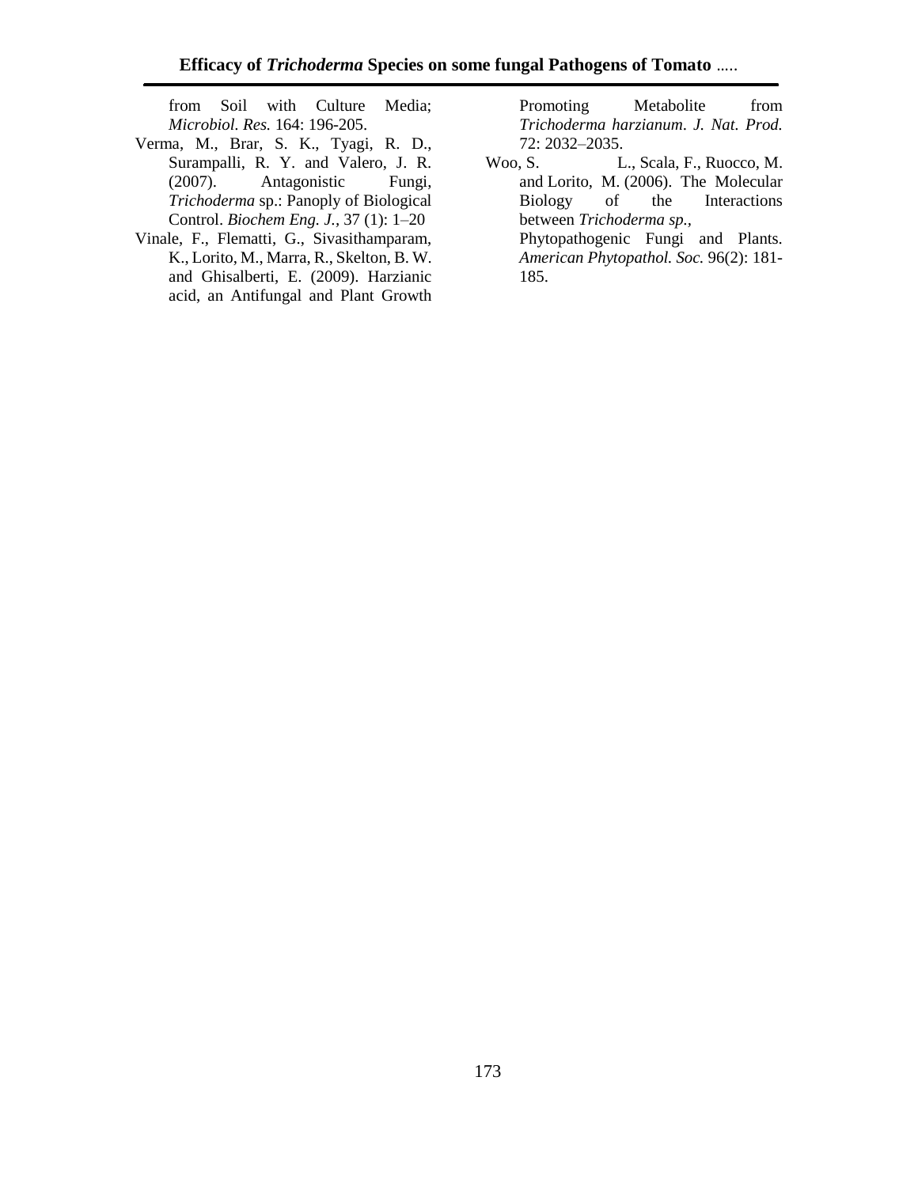from Soil with Culture Media; *Microbiol. Res.* 164: 196-205.

Verma, M., Brar, S. K., Tyagi, R. D., Surampalli, R. Y. and Valero, J. R. (2007). Antagonistic Fungi, *Trichoderma* sp.: Panoply of Biological Control. *Biochem Eng. J.,* 37 (1): 1–20

Vinale, F., Flematti, G., Sivasithamparam, K., Lorito, M., Marra, R., Skelton, B. W. and Ghisalberti, E. (2009). Harzianic acid, an Antifungal and Plant Growth Promoting Metabolite from *Trichoderma harzianum*. *J. Nat. Prod.* 72: 2032–2035.

Woo, S. L., Scala, F., Ruocco, M. and Lorito, M. (2006). The Molecular Biology of the Interactions between *Trichoderma sp.*, Phytopathogenic Fungi and Plants. *American Phytopathol. Soc.* 96(2): 181-185.